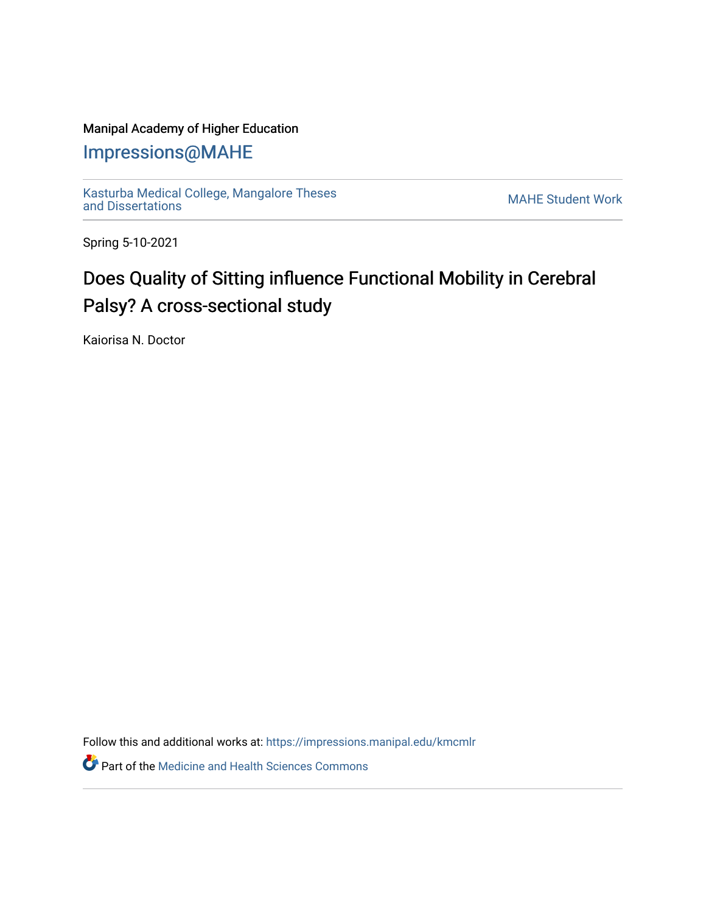Manipal Academy of Higher Education

## Impressions@MAHE

Kasturba Medical College, Mangalore Theses and Dissertations

MAHE Student Work

Spring 5-10-2021

# Does Quality of Sitting influence Functional Mobility in Cerebral Palsy? A cross-sectional study

Kaiorisa N. Doctor

Follow this and additional works at: https://impressions.manipal.edu/kmcmlr

Part of the Medicine and Health Sciences Commons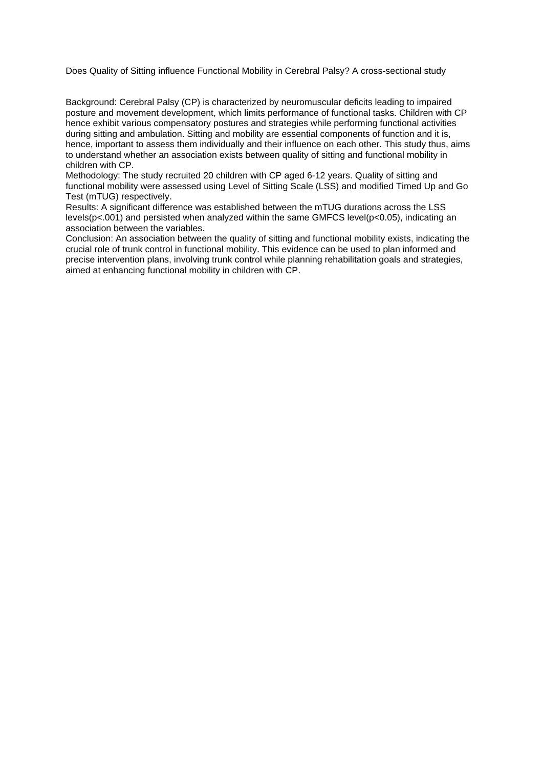Does Quality of Sitting influence Functional Mobility in Cerebral Palsy? A cross-sectional study

Background: Cerebral Palsy (CP) is characterized by neuromuscular deficits leading to impaired posture and movement development, which limits performance of functional tasks. Children with CP hence exhibit various compensatory postures and strategies while performing functional activities during sitting and ambulation. Sitting and mobility are essential components of function and it is, hence, important to assess them individually and their influence on each other. This study thus, aims to understand whether an association exists between quality of sitting and functional mobility in children with CP.

Methodology: The study recruited 20 children with CP aged 6-12 years. Quality of sitting and functional mobility were assessed using Level of Sitting Scale (LSS) and modified Timed Up and Go Test (mTUG) respectively.

Results: A significant difference was established between the mTUG durations across the LSS levels($p<.001$) and persisted when analyzed within the same GMFCS level($p<0.05$), indicating an association between the variables.

Conclusion: An association between the quality of sitting and functional mobility exists, indicating the crucial role of trunk control in functional mobility. This evidence can be used to plan informed and precise intervention plans, involving trunk control while planning rehabilitation goals and strategies, aimed at enhancing functional mobility in children with CP.